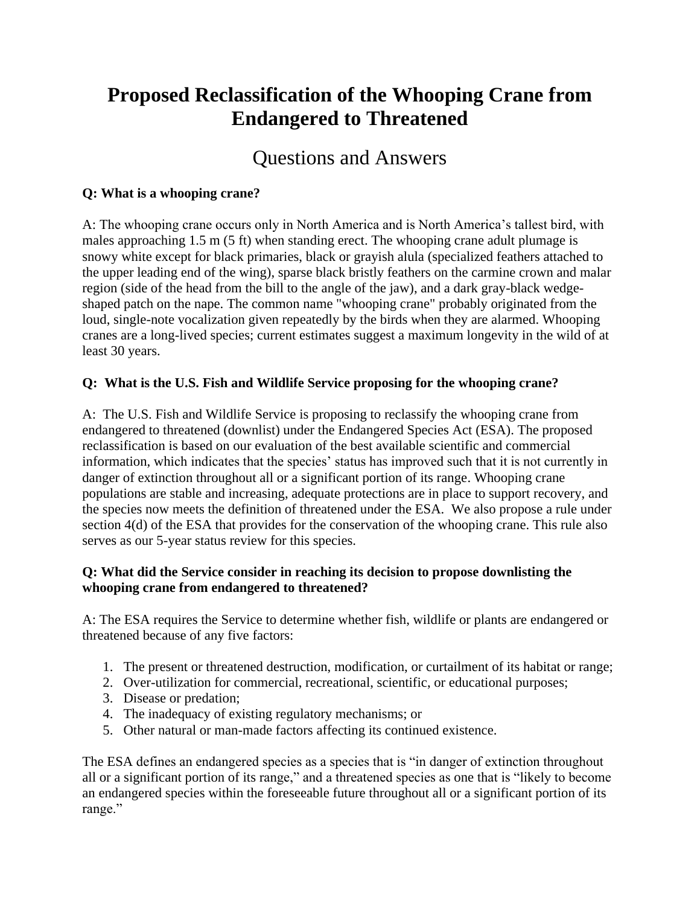# Proposed Reclassification of the Whooping Crane from Endangered to Threatened

## Questions and Answers

**Q: What is a whooping crane?**

A: The whooping crane occurs only in North America and is North America's tallest bird, with males approaching 1.5 m (5 ft) when standing erect. The whooping crane adult plumage is snowy white except for black primaries, black or grayish alula (specialized feathers attached to the upper leading end of the wing), sparse black bristly feathers on the carmine crown and malar region (side of the head from the bill to the angle of the jaw), and a dark gray-black wedge-shaped patch on the nape. The common name "whooping crane" probably originated from the loud, single-note vocalization given repeatedly by the birds when they are alarmed. Whooping cranes are a long-lived species; current estimates suggest a maximum longevity in the wild of at least 30 years.

**Q: What is the U.S. Fish and Wildlife Service proposing for the whooping crane?**

A: The U.S. Fish and Wildlife Service is proposing to reclassify the whooping crane from endangered to threatened (downlist) under the Endangered Species Act (ESA). The proposed reclassification is based on our evaluation of the best available scientific and commercial information, which indicates that the species' status has improved such that it is not currently in danger of extinction throughout all or a significant portion of its range. Whooping crane populations are stable and increasing, adequate protections are in place to support recovery, and the species now meets the definition of threatened under the ESA. We also propose a rule under section 4(d) of the ESA that provides for the conservation of the whooping crane. This rule also serves as our 5-year status review for this species.

**Q: What did the Service consider in reaching its decision to propose downlisting the whooping crane from endangered to threatened?**

A: The ESA requires the Service to determine whether fish, wildlife or plants are endangered or threatened because of any five factors:

1. The present or threatened destruction, modification, or curtailment of its habitat or range;
2. Over-utilization for commercial, recreational, scientific, or educational purposes;
3. Disease or predation;
4. The inadequacy of existing regulatory mechanisms; or
5. Other natural or man-made factors affecting its continued existence.

The ESA defines an endangered species as a species that is "in danger of extinction throughout all or a significant portion of its range," and a threatened species as one that is "likely to become an endangered species within the foreseeable future throughout all or a significant portion of its range."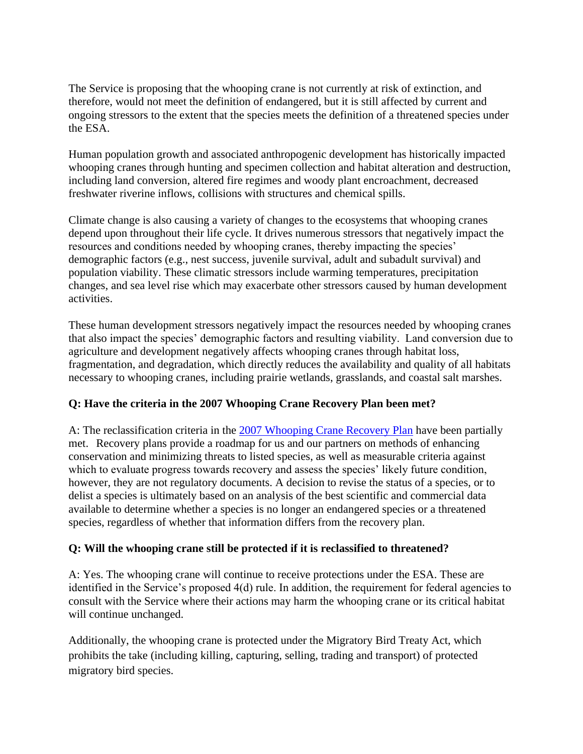The Service is proposing that the whooping crane is not currently at risk of extinction, and therefore, would not meet the definition of endangered, but it is still affected by current and ongoing stressors to the extent that the species meets the definition of a threatened species under the ESA.

Human population growth and associated anthropogenic development has historically impacted whooping cranes through hunting and specimen collection and habitat alteration and destruction, including land conversion, altered fire regimes and woody plant encroachment, decreased freshwater riverine inflows, collisions with structures and chemical spills.

Climate change is also causing a variety of changes to the ecosystems that whooping cranes depend upon throughout their life cycle. It drives numerous stressors that negatively impact the resources and conditions needed by whooping cranes, thereby impacting the species' demographic factors (e.g., nest success, juvenile survival, adult and subadult survival) and population viability. These climatic stressors include warming temperatures, precipitation changes, and sea level rise which may exacerbate other stressors caused by human development activities.

These human development stressors negatively impact the resources needed by whooping cranes that also impact the species' demographic factors and resulting viability. Land conversion due to agriculture and development negatively affects whooping cranes through habitat loss, fragmentation, and degradation, which directly reduces the availability and quality of all habitats necessary to whooping cranes, including prairie wetlands, grasslands, and coastal salt marshes.

**Q: Have the criteria in the 2007 Whooping Crane Recovery Plan been met?**

A: The reclassification criteria in the 2007 Whooping Crane Recovery Plan have been partially met. Recovery plans provide a roadmap for us and our partners on methods of enhancing conservation and minimizing threats to listed species, as well as measurable criteria against which to evaluate progress towards recovery and assess the species' likely future condition, however, they are not regulatory documents. A decision to revise the status of a species, or to delist a species is ultimately based on an analysis of the best scientific and commercial data available to determine whether a species is no longer an endangered species or a threatened species, regardless of whether that information differs from the recovery plan.

**Q: Will the whooping crane still be protected if it is reclassified to threatened?**

A: Yes. The whooping crane will continue to receive protections under the ESA. These are identified in the Service's proposed 4(d) rule. In addition, the requirement for federal agencies to consult with the Service where their actions may harm the whooping crane or its critical habitat will continue unchanged.

Additionally, the whooping crane is protected under the Migratory Bird Treaty Act, which prohibits the take (including killing, capturing, selling, trading and transport) of protected migratory bird species.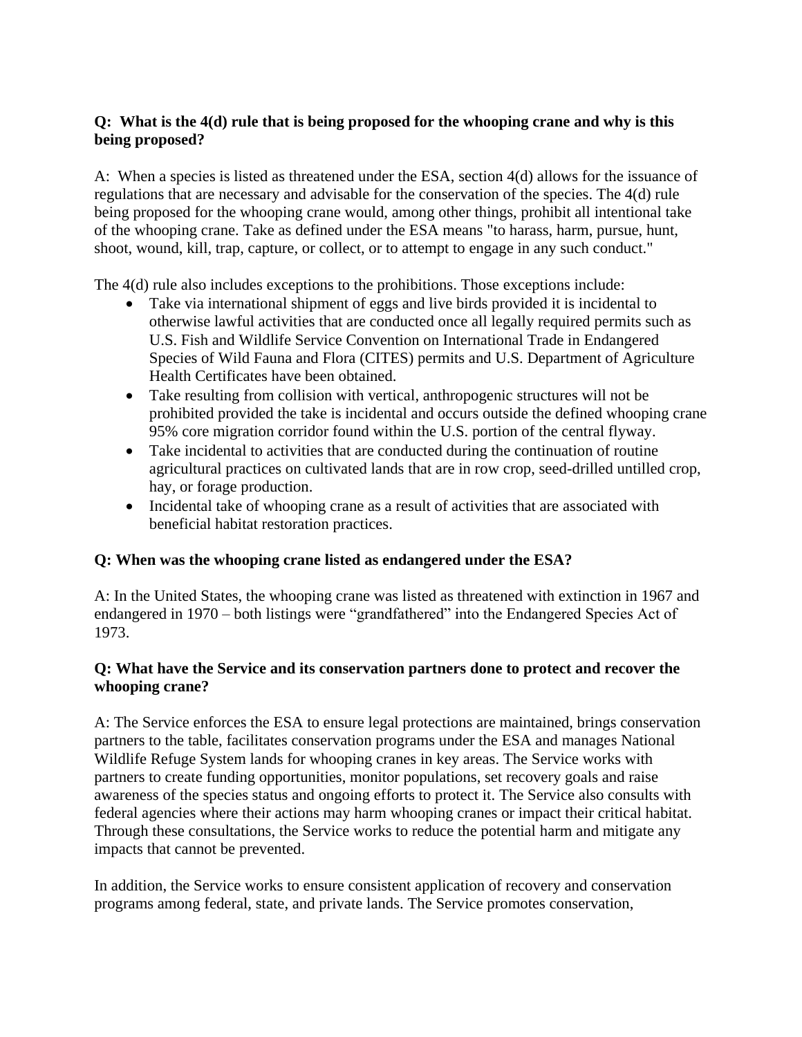**Q: What is the 4(d) rule that is being proposed for the whooping crane and why is this being proposed?**

A: When a species is listed as threatened under the ESA, section 4(d) allows for the issuance of regulations that are necessary and advisable for the conservation of the species. The 4(d) rule being proposed for the whooping crane would, among other things, prohibit all intentional take of the whooping crane. Take as defined under the ESA means "to harass, harm, pursue, hunt, shoot, wound, kill, trap, capture, or collect, or to attempt to engage in any such conduct."

The 4(d) rule also includes exceptions to the prohibitions. Those exceptions include:

- Take via international shipment of eggs and live birds provided it is incidental to otherwise lawful activities that are conducted once all legally required permits such as U.S. Fish and Wildlife Service Convention on International Trade in Endangered Species of Wild Fauna and Flora (CITES) permits and U.S. Department of Agriculture Health Certificates have been obtained.
- Take resulting from collision with vertical, anthropogenic structures will not be prohibited provided the take is incidental and occurs outside the defined whooping crane 95% core migration corridor found within the U.S. portion of the central flyway.
- Take incidental to activities that are conducted during the continuation of routine agricultural practices on cultivated lands that are in row crop, seed-drilled untilled crop, hay, or forage production.
- Incidental take of whooping crane as a result of activities that are associated with beneficial habitat restoration practices.

**Q: When was the whooping crane listed as endangered under the ESA?**

A: In the United States, the whooping crane was listed as threatened with extinction in 1967 and endangered in 1970 – both listings were "grandfathered" into the Endangered Species Act of 1973.

**Q: What have the Service and its conservation partners done to protect and recover the whooping crane?**

A: The Service enforces the ESA to ensure legal protections are maintained, brings conservation partners to the table, facilitates conservation programs under the ESA and manages National Wildlife Refuge System lands for whooping cranes in key areas. The Service works with partners to create funding opportunities, monitor populations, set recovery goals and raise awareness of the species status and ongoing efforts to protect it. The Service also consults with federal agencies where their actions may harm whooping cranes or impact their critical habitat. Through these consultations, the Service works to reduce the potential harm and mitigate any impacts that cannot be prevented.

In addition, the Service works to ensure consistent application of recovery and conservation programs among federal, state, and private lands. The Service promotes conservation,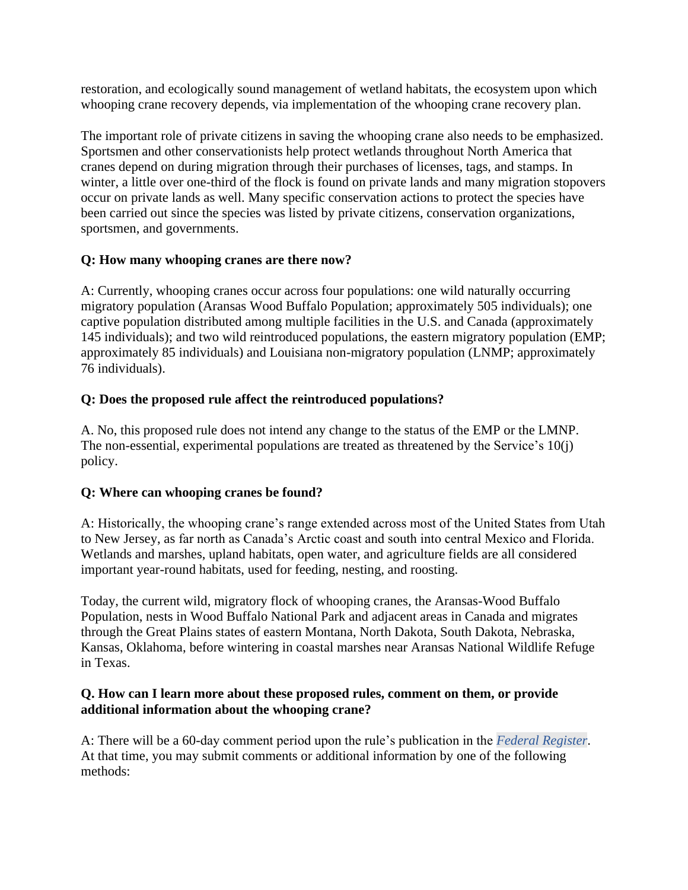restoration, and ecologically sound management of wetland habitats, the ecosystem upon which whooping crane recovery depends, via implementation of the whooping crane recovery plan.

The important role of private citizens in saving the whooping crane also needs to be emphasized. Sportsmen and other conservationists help protect wetlands throughout North America that cranes depend on during migration through their purchases of licenses, tags, and stamps. In winter, a little over one-third of the flock is found on private lands and many migration stopovers occur on private lands as well. Many specific conservation actions to protect the species have been carried out since the species was listed by private citizens, conservation organizations, sportsmen, and governments.

**Q: How many whooping cranes are there now?**

A: Currently, whooping cranes occur across four populations: one wild naturally occurring migratory population (Aransas Wood Buffalo Population; approximately 505 individuals); one captive population distributed among multiple facilities in the U.S. and Canada (approximately 145 individuals); and two wild reintroduced populations, the eastern migratory population (EMP; approximately 85 individuals) and Louisiana non-migratory population (LNMP; approximately 76 individuals).

**Q: Does the proposed rule affect the reintroduced populations?**

A. No, this proposed rule does not intend any change to the status of the EMP or the LMNP. The non-essential, experimental populations are treated as threatened by the Service's 10(j) policy.

**Q: Where can whooping cranes be found?**

A: Historically, the whooping crane's range extended across most of the United States from Utah to New Jersey, as far north as Canada's Arctic coast and south into central Mexico and Florida. Wetlands and marshes, upland habitats, open water, and agriculture fields are all considered important year-round habitats, used for feeding, nesting, and roosting.

Today, the current wild, migratory flock of whooping cranes, the Aransas-Wood Buffalo Population, nests in Wood Buffalo National Park and adjacent areas in Canada and migrates through the Great Plains states of eastern Montana, North Dakota, South Dakota, Nebraska, Kansas, Oklahoma, before wintering in coastal marshes near Aransas National Wildlife Refuge in Texas.

**Q. How can I learn more about these proposed rules, comment on them, or provide additional information about the whooping crane?**

A: There will be a 60-day comment period upon the rule's publication in the *Federal Register*. At that time, you may submit comments or additional information by one of the following methods: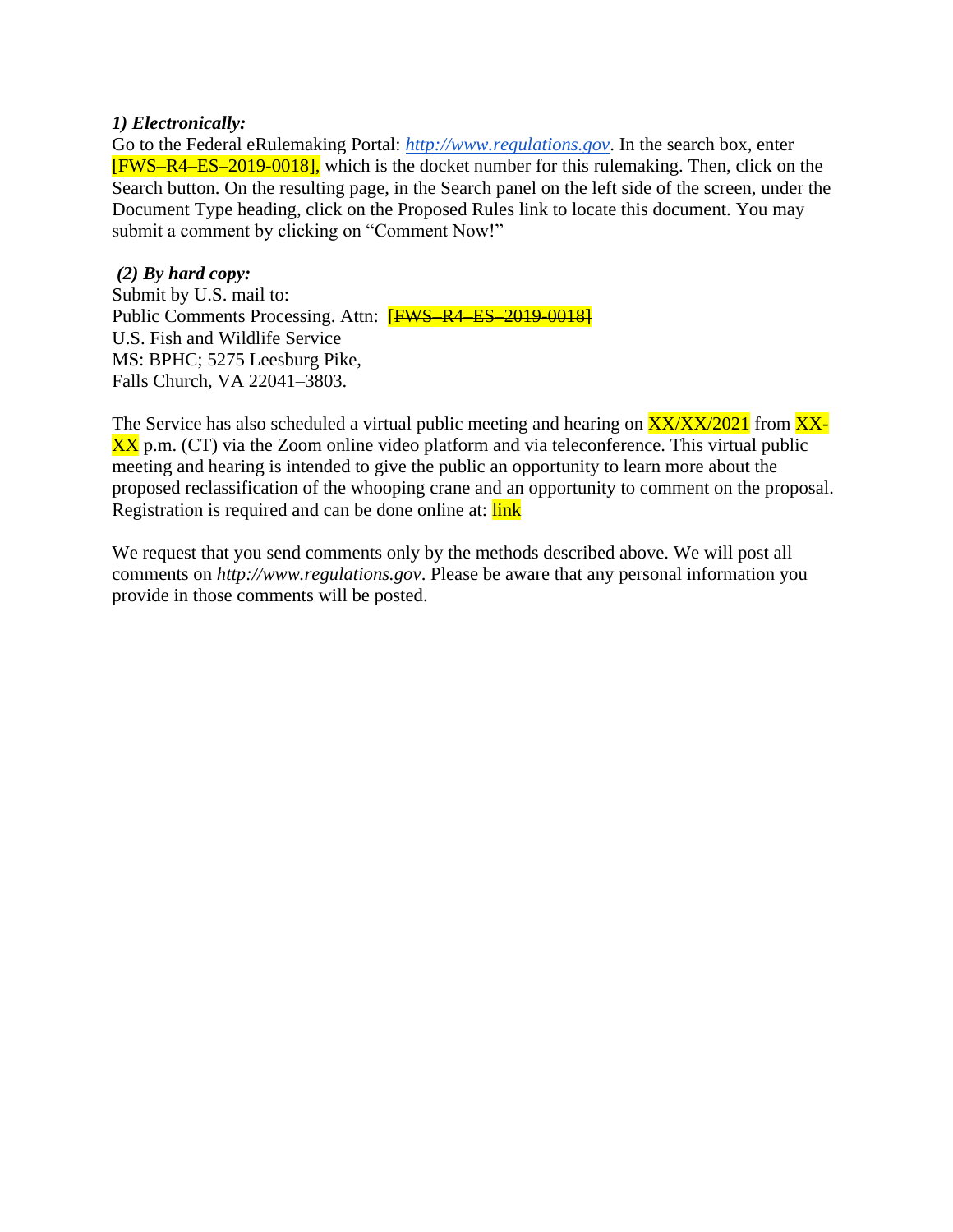***1) Electronically:***
Go to the Federal eRulemaking Portal: *http://www.regulations.gov*. In the search box, enter ~~[FWS–R4–ES–2019-0018],~~ which is the docket number for this rulemaking. Then, click on the Search button. On the resulting page, in the Search panel on the left side of the screen, under the Document Type heading, click on the Proposed Rules link to locate this document. You may submit a comment by clicking on "Comment Now!"

***(2) By hard copy:***
Submit by U.S. mail to:
Public Comments Processing. Attn: ~~[FWS–R4–ES–2019-0018]~~
U.S. Fish and Wildlife Service
MS: BPHC; 5275 Leesburg Pike,
Falls Church, VA 22041–3803.

The Service has also scheduled a virtual public meeting and hearing on XX/XX/2021 from XX-XX p.m. (CT) via the Zoom online video platform and via teleconference. This virtual public meeting and hearing is intended to give the public an opportunity to learn more about the proposed reclassification of the whooping crane and an opportunity to comment on the proposal. Registration is required and can be done online at: link

We request that you send comments only by the methods described above. We will post all comments on *http://www.regulations.gov*. Please be aware that any personal information you provide in those comments will be posted.